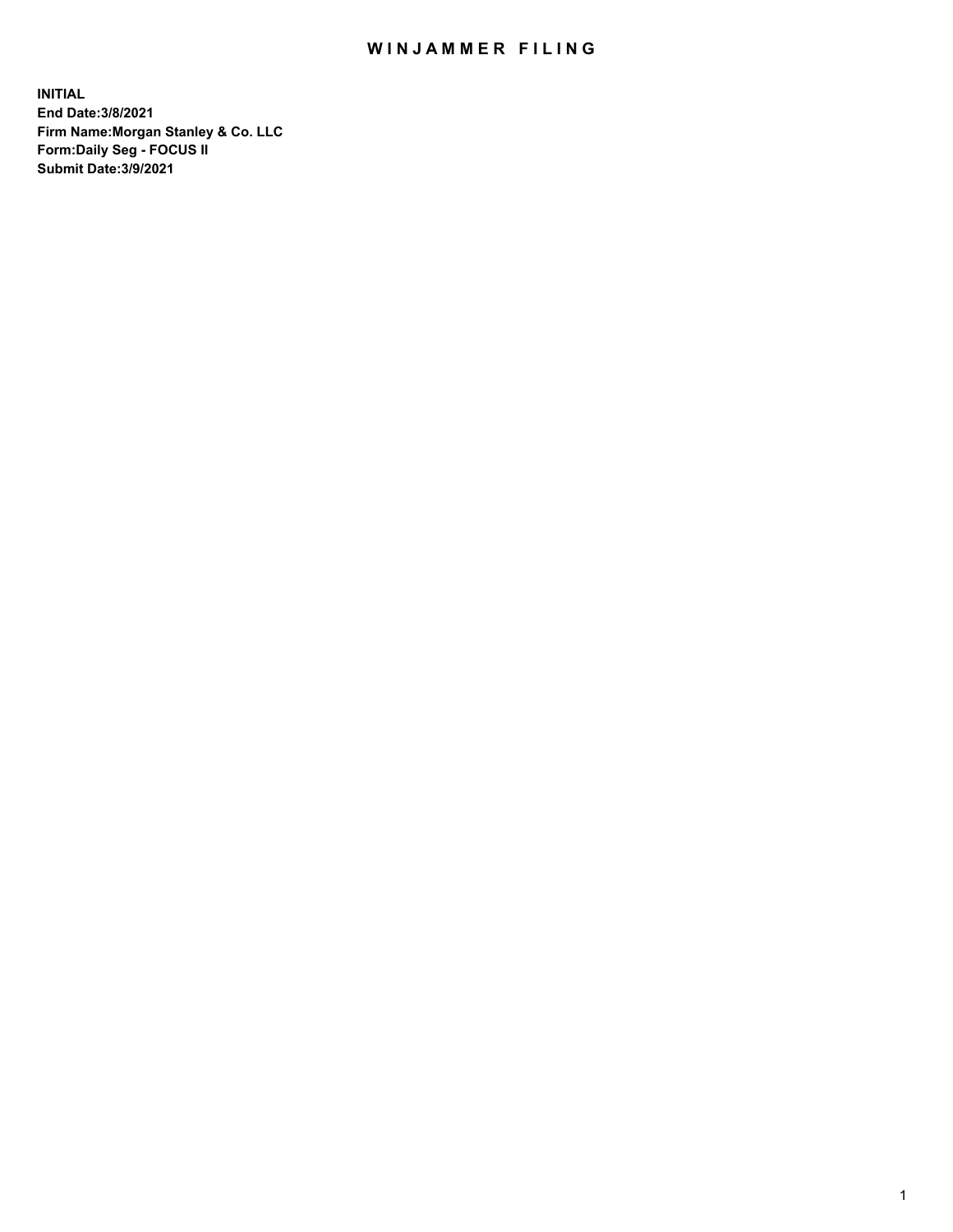# WINJAMMER FILING

**INITIAL**
**End Date:3/8/2021**
**Firm Name:Morgan Stanley & Co. LLC**
**Form:Daily Seg - FOCUS II**
**Submit Date:3/9/2021**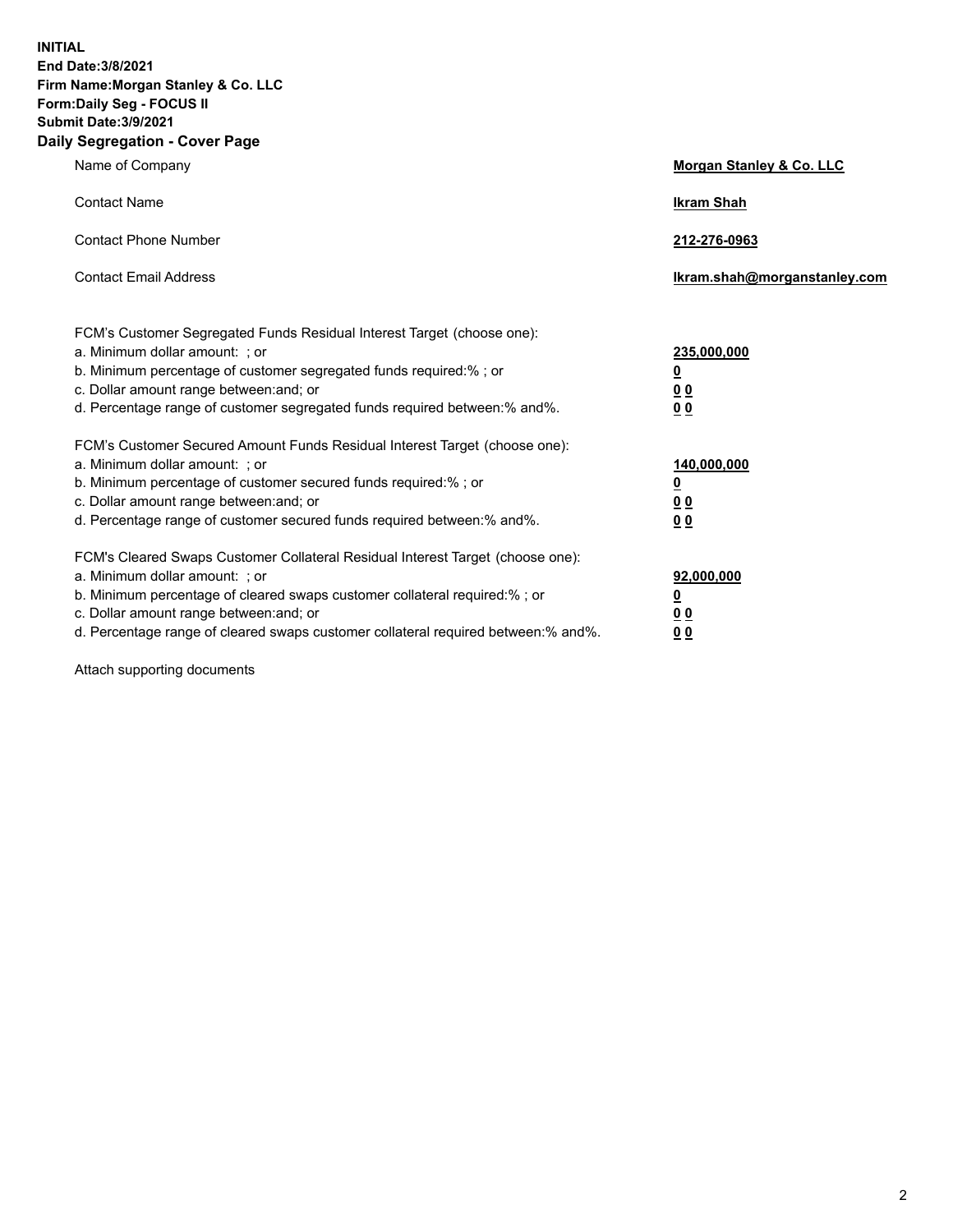**INITIAL**
**End Date:3/8/2021**
**Firm Name:Morgan Stanley & Co. LLC**
**Form:Daily Seg - FOCUS II**
**Submit Date:3/9/2021**

## Daily Segregation - Cover Page

| | |
|---|---|
| Name of Company | **Morgan Stanley & Co. LLC** |
| Contact Name | **Ikram Shah** |
| Contact Phone Number | **212-276-0963** |
| Contact Email Address | **Ikram.shah@morganstanley.com** |

| | |
|---|---|
| FCM's Customer Segregated Funds Residual Interest Target (choose one): | |
| a. Minimum dollar amount: ; or | **235,000,000** |
| b. Minimum percentage of customer segregated funds required:% ; or | **0** |
| c. Dollar amount range between:and; or | **0 0** |
| d. Percentage range of customer segregated funds required between:% and%. | **0 0** |
| FCM's Customer Secured Amount Funds Residual Interest Target (choose one): | |
| a. Minimum dollar amount: ; or | **140,000,000** |
| b. Minimum percentage of customer secured funds required:% ; or | **0** |
| c. Dollar amount range between:and; or | **0 0** |
| d. Percentage range of customer secured funds required between:% and%. | **0 0** |
| FCM's Cleared Swaps Customer Collateral Residual Interest Target (choose one): | |
| a. Minimum dollar amount: ; or | **92,000,000** |
| b. Minimum percentage of cleared swaps customer collateral required:% ; or | **0** |
| c. Dollar amount range between:and; or | **0 0** |
| d. Percentage range of cleared swaps customer collateral required between:% and%. | **0 0** |

Attach supporting documents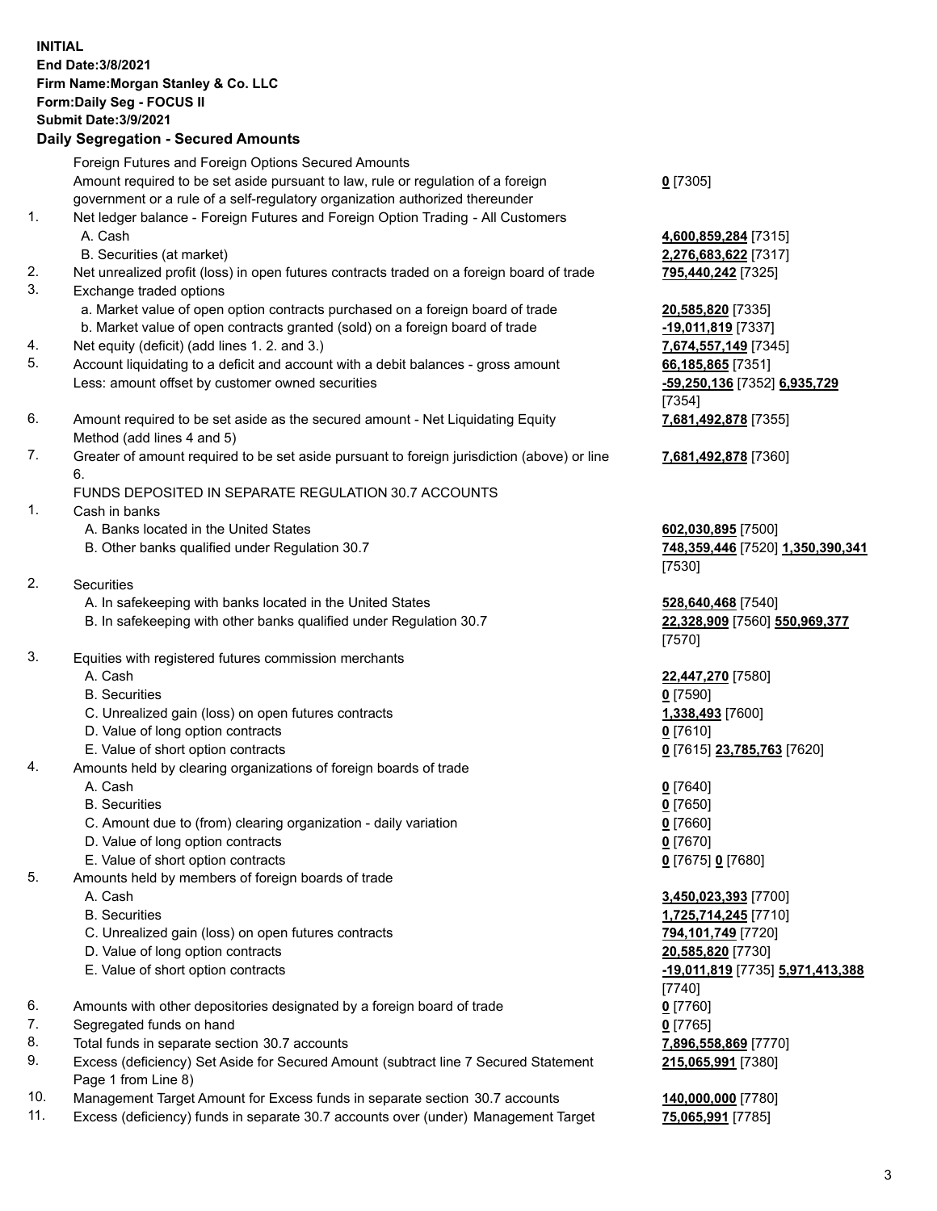**INITIAL**
**End Date:3/8/2021**
**Firm Name:Morgan Stanley & Co. LLC**
**Form:Daily Seg - FOCUS II**
**Submit Date:3/9/2021**

## Daily Segregation - Secured Amounts

| | | |
|---|---|---|
| | Foreign Futures and Foreign Options Secured Amounts | |
| | Amount required to be set aside pursuant to law, rule or regulation of a foreign government or a rule of a self-regulatory organization authorized thereunder | **0** [7305] |
| 1. | Net ledger balance - Foreign Futures and Foreign Option Trading - All Customers | |
| | A. Cash | **4,600,859,284** [7315] |
| | B. Securities (at market) | **2,276,683,622** [7317] |
| 2. | Net unrealized profit (loss) in open futures contracts traded on a foreign board of trade | **795,440,242** [7325] |
| 3. | Exchange traded options | |
| | a. Market value of open option contracts purchased on a foreign board of trade | **20,585,820** [7335] |
| | b. Market value of open contracts granted (sold) on a foreign board of trade | **-19,011,819** [7337] |
| 4. | Net equity (deficit) (add lines 1. 2. and 3.) | **7,674,557,149** [7345] |
| 5. | Account liquidating to a deficit and account with a debit balances - gross amount | **66,185,865** [7351] |
| | Less: amount offset by customer owned securities | **-59,250,136** [7352] **6,935,729** [7354] |
| 6. | Amount required to be set aside as the secured amount - Net Liquidating Equity Method (add lines 4 and 5) | **7,681,492,878** [7355] |
| 7. | Greater of amount required to be set aside pursuant to foreign jurisdiction (above) or line 6. | **7,681,492,878** [7360] |
| | FUNDS DEPOSITED IN SEPARATE REGULATION 30.7 ACCOUNTS | |
| 1. | Cash in banks | |
| | A. Banks located in the United States | **602,030,895** [7500] |
| | B. Other banks qualified under Regulation 30.7 | **748,359,446** [7520] **1,350,390,341** [7530] |
| 2. | Securities | |
| | A. In safekeeping with banks located in the United States | **528,640,468** [7540] |
| | B. In safekeeping with other banks qualified under Regulation 30.7 | **22,328,909** [7560] **550,969,377** [7570] |
| 3. | Equities with registered futures commission merchants | |
| | A. Cash | **22,447,270** [7580] |
| | B. Securities | **0** [7590] |
| | C. Unrealized gain (loss) on open futures contracts | **1,338,493** [7600] |
| | D. Value of long option contracts | **0** [7610] |
| | E. Value of short option contracts | **0** [7615] **23,785,763** [7620] |
| 4. | Amounts held by clearing organizations of foreign boards of trade | |
| | A. Cash | **0** [7640] |
| | B. Securities | **0** [7650] |
| | C. Amount due to (from) clearing organization - daily variation | **0** [7660] |
| | D. Value of long option contracts | **0** [7670] |
| | E. Value of short option contracts | **0** [7675] **0** [7680] |
| 5. | Amounts held by members of foreign boards of trade | |
| | A. Cash | **3,450,023,393** [7700] |
| | B. Securities | **1,725,714,245** [7710] |
| | C. Unrealized gain (loss) on open futures contracts | **794,101,749** [7720] |
| | D. Value of long option contracts | **20,585,820** [7730] |
| | E. Value of short option contracts | **-19,011,819** [7735] **5,971,413,388** [7740] |
| 6. | Amounts with other depositories designated by a foreign board of trade | **0** [7760] |
| 7. | Segregated funds on hand | **0** [7765] |
| 8. | Total funds in separate section 30.7 accounts | **7,896,558,869** [7770] |
| 9. | Excess (deficiency) Set Aside for Secured Amount (subtract line 7 Secured Statement Page 1 from Line 8) | **215,065,991** [7380] |
| 10. | Management Target Amount for Excess funds in separate section 30.7 accounts | **140,000,000** [7780] |
| 11. | Excess (deficiency) funds in separate 30.7 accounts over (under) Management Target | **75,065,991** [7785] |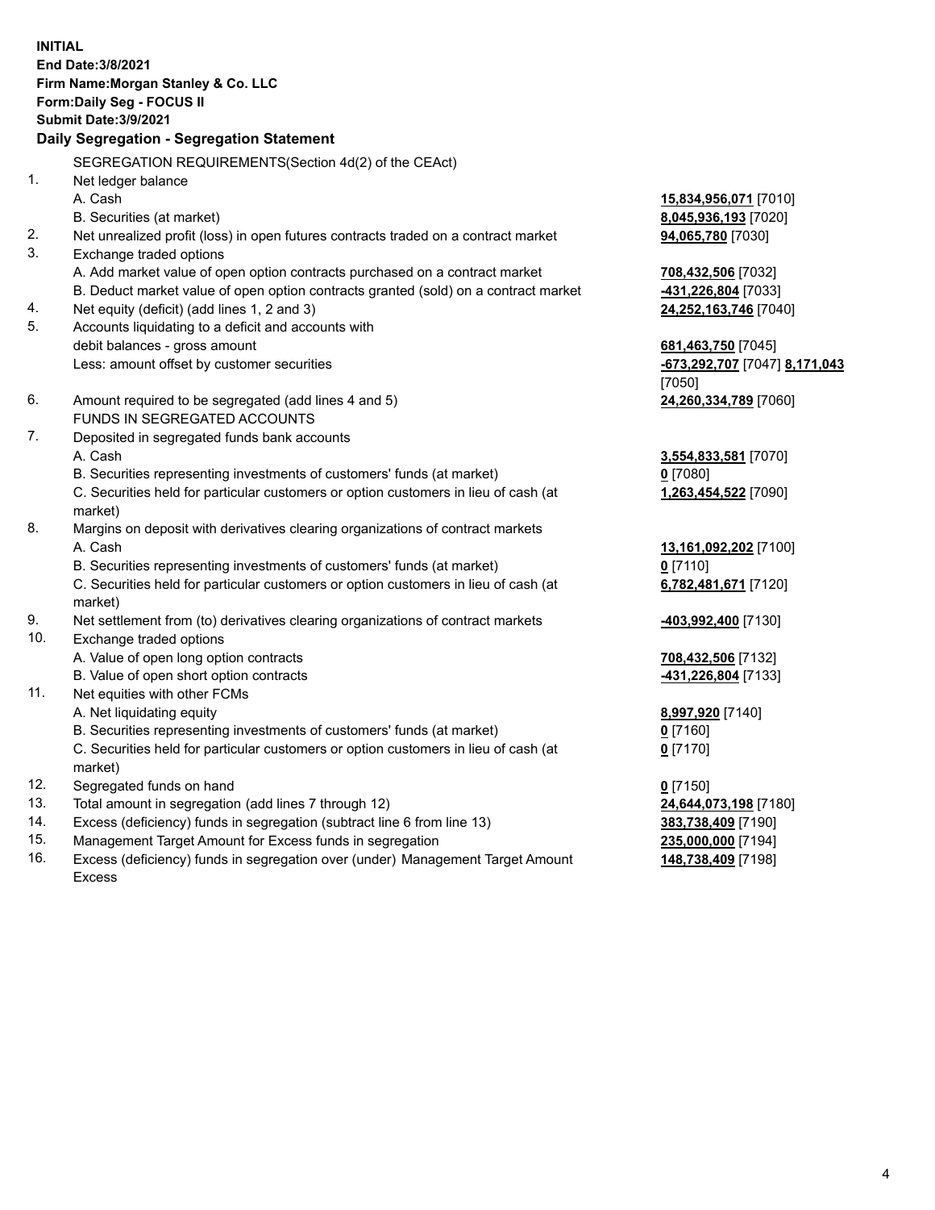**INITIAL**
**End Date:3/8/2021**
**Firm Name:Morgan Stanley & Co. LLC**
**Form:Daily Seg - FOCUS II**
**Submit Date:3/9/2021**

**Daily Segregation - Segregation Statement**

| | | |
|---|---|---|
| | SEGREGATION REQUIREMENTS(Section 4d(2) of the CEAct) | |
| 1. | Net ledger balance | |
| | A. Cash | **15,834,956,071** [7010] |
| | B. Securities (at market) | **8,045,936,193** [7020] |
| 2. | Net unrealized profit (loss) in open futures contracts traded on a contract market | **94,065,780** [7030] |
| 3. | Exchange traded options | |
| | A. Add market value of open option contracts purchased on a contract market | **708,432,506** [7032] |
| | B. Deduct market value of open option contracts granted (sold) on a contract market | **-431,226,804** [7033] |
| 4. | Net equity (deficit) (add lines 1, 2 and 3) | **24,252,163,746** [7040] |
| 5. | Accounts liquidating to a deficit and accounts with debit balances - gross amount | **681,463,750** [7045] |
| | Less: amount offset by customer securities | **-673,292,707** [7047] **8,171,043** [7050] |
| 6. | Amount required to be segregated (add lines 4 and 5) | **24,260,334,789** [7060] |
| | FUNDS IN SEGREGATED ACCOUNTS | |
| 7. | Deposited in segregated funds bank accounts | |
| | A. Cash | **3,554,833,581** [7070] |
| | B. Securities representing investments of customers' funds (at market) | **0** [7080] |
| | C. Securities held for particular customers or option customers in lieu of cash (at market) | **1,263,454,522** [7090] |
| 8. | Margins on deposit with derivatives clearing organizations of contract markets | |
| | A. Cash | **13,161,092,202** [7100] |
| | B. Securities representing investments of customers' funds (at market) | **0** [7110] |
| | C. Securities held for particular customers or option customers in lieu of cash (at market) | **6,782,481,671** [7120] |
| 9. | Net settlement from (to) derivatives clearing organizations of contract markets | **-403,992,400** [7130] |
| 10. | Exchange traded options | |
| | A. Value of open long option contracts | **708,432,506** [7132] |
| | B. Value of open short option contracts | **-431,226,804** [7133] |
| 11. | Net equities with other FCMs | |
| | A. Net liquidating equity | **8,997,920** [7140] |
| | B. Securities representing investments of customers' funds (at market) | **0** [7160] |
| | C. Securities held for particular customers or option customers in lieu of cash (at market) | **0** [7170] |
| 12. | Segregated funds on hand | **0** [7150] |
| 13. | Total amount in segregation (add lines 7 through 12) | **24,644,073,198** [7180] |
| 14. | Excess (deficiency) funds in segregation (subtract line 6 from line 13) | **383,738,409** [7190] |
| 15. | Management Target Amount for Excess funds in segregation | **235,000,000** [7194] |
| 16. | Excess (deficiency) funds in segregation over (under) Management Target Amount Excess | **148,738,409** [7198] |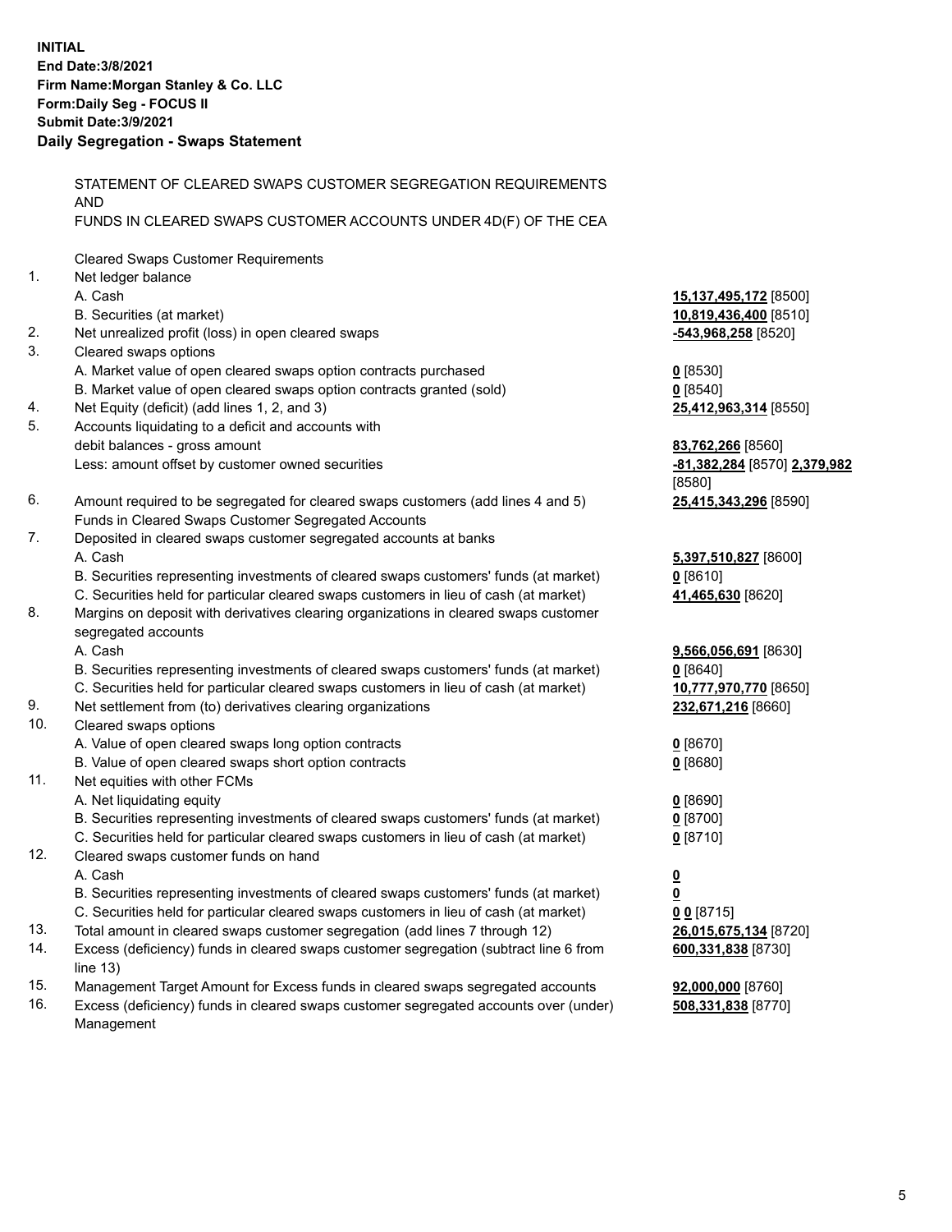**INITIAL**
**End Date:3/8/2021**
**Firm Name:Morgan Stanley & Co. LLC**
**Form:Daily Seg - FOCUS II**
**Submit Date:3/9/2021**
**Daily Segregation - Swaps Statement**

STATEMENT OF CLEARED SWAPS CUSTOMER SEGREGATION REQUIREMENTS AND FUNDS IN CLEARED SWAPS CUSTOMER ACCOUNTS UNDER 4D(F) OF THE CEA

| | | |
|---|---|---|
| | Cleared Swaps Customer Requirements | |
| 1. | Net ledger balance | |
| | A. Cash | **15,137,495,172** [8500] |
| | B. Securities (at market) | **10,819,436,400** [8510] |
| 2. | Net unrealized profit (loss) in open cleared swaps | **-543,968,258** [8520] |
| 3. | Cleared swaps options | |
| | A. Market value of open cleared swaps option contracts purchased | **0** [8530] |
| | B. Market value of open cleared swaps option contracts granted (sold) | **0** [8540] |
| 4. | Net Equity (deficit) (add lines 1, 2, and 3) | **25,412,963,314** [8550] |
| 5. | Accounts liquidating to a deficit and accounts with debit balances - gross amount | **83,762,266** [8560] |
| | Less: amount offset by customer owned securities | **-81,382,284** [8570] **2,379,982** [8580] |
| 6. | Amount required to be segregated for cleared swaps customers (add lines 4 and 5) | **25,415,343,296** [8590] |
| | Funds in Cleared Swaps Customer Segregated Accounts | |
| 7. | Deposited in cleared swaps customer segregated accounts at banks | |
| | A. Cash | **5,397,510,827** [8600] |
| | B. Securities representing investments of cleared swaps customers' funds (at market) | **0** [8610] |
| | C. Securities held for particular cleared swaps customers in lieu of cash (at market) | **41,465,630** [8620] |
| 8. | Margins on deposit with derivatives clearing organizations in cleared swaps customer segregated accounts | |
| | A. Cash | **9,566,056,691** [8630] |
| | B. Securities representing investments of cleared swaps customers' funds (at market) | **0** [8640] |
| | C. Securities held for particular cleared swaps customers in lieu of cash (at market) | **10,777,970,770** [8650] |
| 9. | Net settlement from (to) derivatives clearing organizations | **232,671,216** [8660] |
| 10. | Cleared swaps options | |
| | A. Value of open cleared swaps long option contracts | **0** [8670] |
| | B. Value of open cleared swaps short option contracts | **0** [8680] |
| 11. | Net equities with other FCMs | |
| | A. Net liquidating equity | **0** [8690] |
| | B. Securities representing investments of cleared swaps customers' funds (at market) | **0** [8700] |
| | C. Securities held for particular cleared swaps customers in lieu of cash (at market) | **0** [8710] |
| 12. | Cleared swaps customer funds on hand | |
| | A. Cash | **0** |
| | B. Securities representing investments of cleared swaps customers' funds (at market) | **0** |
| | C. Securities held for particular cleared swaps customers in lieu of cash (at market) | **0** **0** [8715] |
| 13. | Total amount in cleared swaps customer segregation (add lines 7 through 12) | **26,015,675,134** [8720] |
| 14. | Excess (deficiency) funds in cleared swaps customer segregation (subtract line 6 from line 13) | **600,331,838** [8730] |
| 15. | Management Target Amount for Excess funds in cleared swaps segregated accounts | **92,000,000** [8760] |
| 16. | Excess (deficiency) funds in cleared swaps customer segregated accounts over (under) Management | **508,331,838** [8770] |